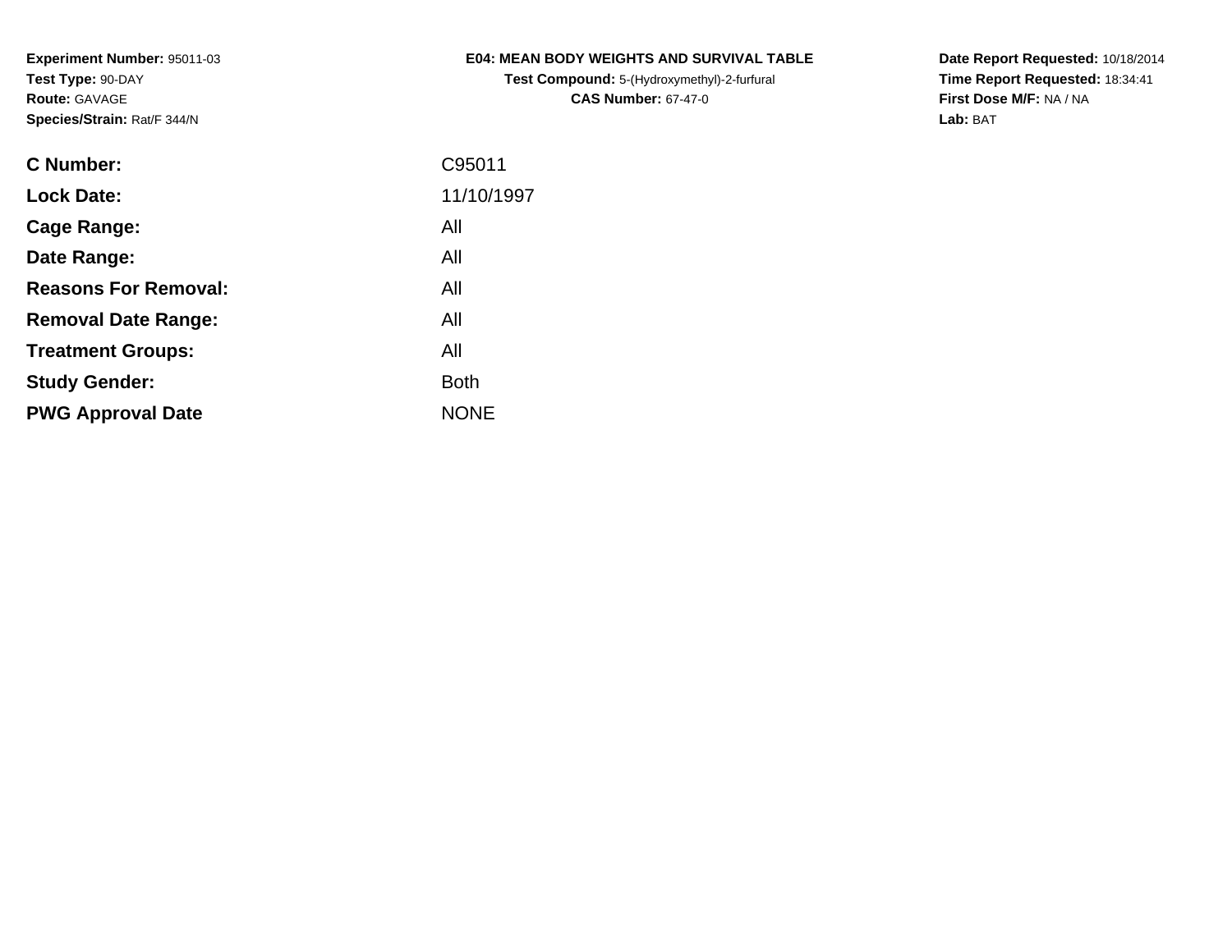**Experiment Number:** 95011-03
**Test Type:** 90-DAY
**Route:** GAVAGE
**Species/Strain:** Rat/F 344/N

# E04: MEAN BODY WEIGHTS AND SURVIVAL TABLE

**Test Compound:** 5-(Hydroxymethyl)-2-furfural
**CAS Number:** 67-47-0

**Date Report Requested:** 10/18/2014
**Time Report Requested:** 18:34:41
**First Dose M/F:** NA / NA
**Lab:** BAT

| | |
|---|---|
| **C Number:** | C95011 |
| **Lock Date:** | 11/10/1997 |
| **Cage Range:** | All |
| **Date Range:** | All |
| **Reasons For Removal:** | All |
| **Removal Date Range:** | All |
| **Treatment Groups:** | All |
| **Study Gender:** | Both |
| **PWG Approval Date** | NONE |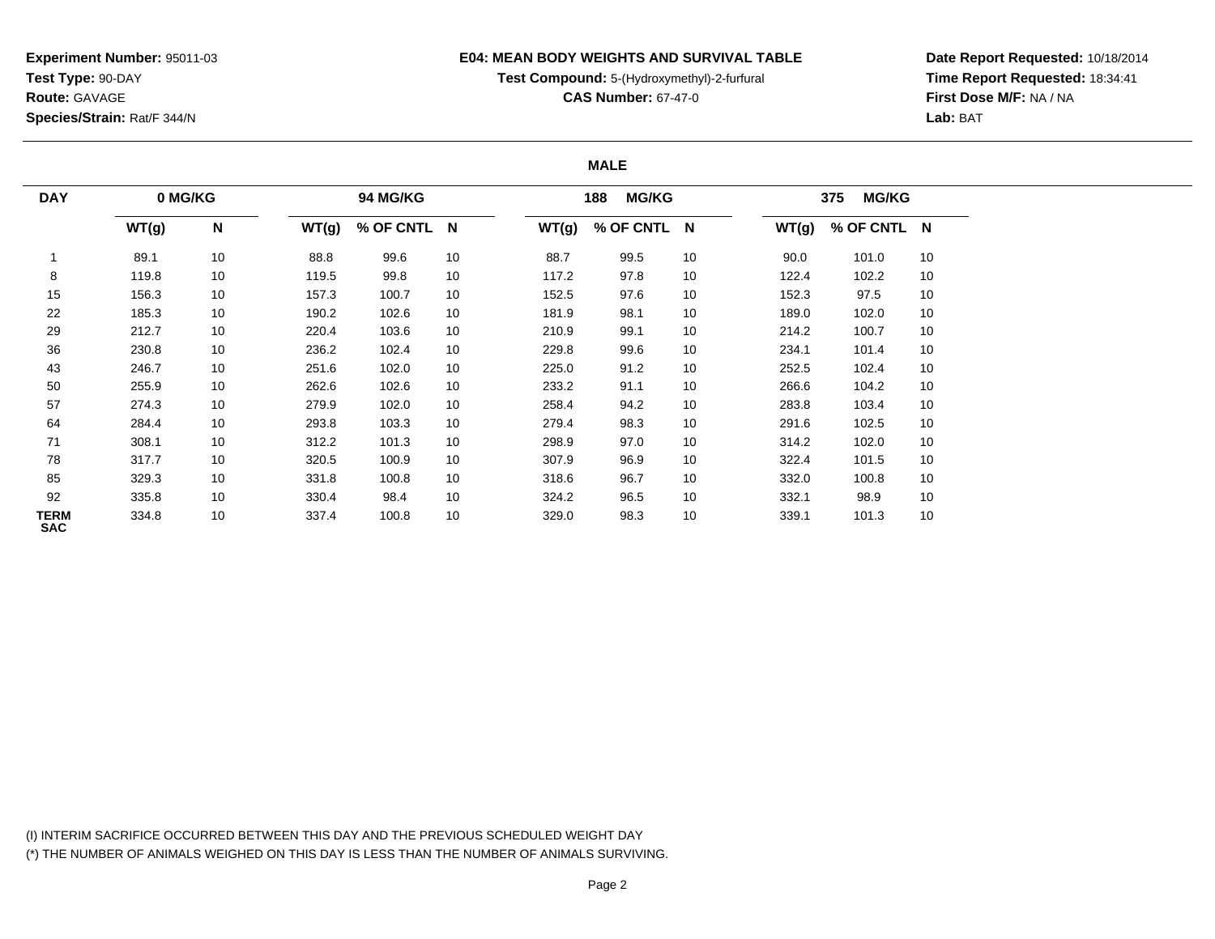**Experiment Number:** 95011-03
**Test Type:** 90-DAY
**Route:** GAVAGE
**Species/Strain:** Rat/F 344/N

**E04: MEAN BODY WEIGHTS AND SURVIVAL TABLE**
**Test Compound:** 5-(Hydroxymethyl)-2-furfural
**CAS Number:** 67-47-0

**Date Report Requested:** 10/18/2014
**Time Report Requested:** 18:34:41
**First Dose M/F:** NA / NA
**Lab:** BAT

**MALE**

| DAY | 0 MG/KG | | 94 MG/KG | | | 188 MG/KG | | | 375 MG/KG | | |
|---|---|---|---|---|---|---|---|---|---|---|---|
| | WT(g) | N | WT(g) | % OF CNTL | N | WT(g) | % OF CNTL | N | WT(g) | % OF CNTL | N |
| 1 | 89.1 | 10 | 88.8 | 99.6 | 10 | 88.7 | 99.5 | 10 | 90.0 | 101.0 | 10 |
| 8 | 119.8 | 10 | 119.5 | 99.8 | 10 | 117.2 | 97.8 | 10 | 122.4 | 102.2 | 10 |
| 15 | 156.3 | 10 | 157.3 | 100.7 | 10 | 152.5 | 97.6 | 10 | 152.3 | 97.5 | 10 |
| 22 | 185.3 | 10 | 190.2 | 102.6 | 10 | 181.9 | 98.1 | 10 | 189.0 | 102.0 | 10 |
| 29 | 212.7 | 10 | 220.4 | 103.6 | 10 | 210.9 | 99.1 | 10 | 214.2 | 100.7 | 10 |
| 36 | 230.8 | 10 | 236.2 | 102.4 | 10 | 229.8 | 99.6 | 10 | 234.1 | 101.4 | 10 |
| 43 | 246.7 | 10 | 251.6 | 102.0 | 10 | 225.0 | 91.2 | 10 | 252.5 | 102.4 | 10 |
| 50 | 255.9 | 10 | 262.6 | 102.6 | 10 | 233.2 | 91.1 | 10 | 266.6 | 104.2 | 10 |
| 57 | 274.3 | 10 | 279.9 | 102.0 | 10 | 258.4 | 94.2 | 10 | 283.8 | 103.4 | 10 |
| 64 | 284.4 | 10 | 293.8 | 103.3 | 10 | 279.4 | 98.3 | 10 | 291.6 | 102.5 | 10 |
| 71 | 308.1 | 10 | 312.2 | 101.3 | 10 | 298.9 | 97.0 | 10 | 314.2 | 102.0 | 10 |
| 78 | 317.7 | 10 | 320.5 | 100.9 | 10 | 307.9 | 96.9 | 10 | 322.4 | 101.5 | 10 |
| 85 | 329.3 | 10 | 331.8 | 100.8 | 10 | 318.6 | 96.7 | 10 | 332.0 | 100.8 | 10 |
| 92 | 335.8 | 10 | 330.4 | 98.4 | 10 | 324.2 | 96.5 | 10 | 332.1 | 98.9 | 10 |
| TERM SAC | 334.8 | 10 | 337.4 | 100.8 | 10 | 329.0 | 98.3 | 10 | 339.1 | 101.3 | 10 |

(I) INTERIM SACRIFICE OCCURRED BETWEEN THIS DAY AND THE PREVIOUS SCHEDULED WEIGHT DAY
(*) THE NUMBER OF ANIMALS WEIGHED ON THIS DAY IS LESS THAN THE NUMBER OF ANIMALS SURVIVING.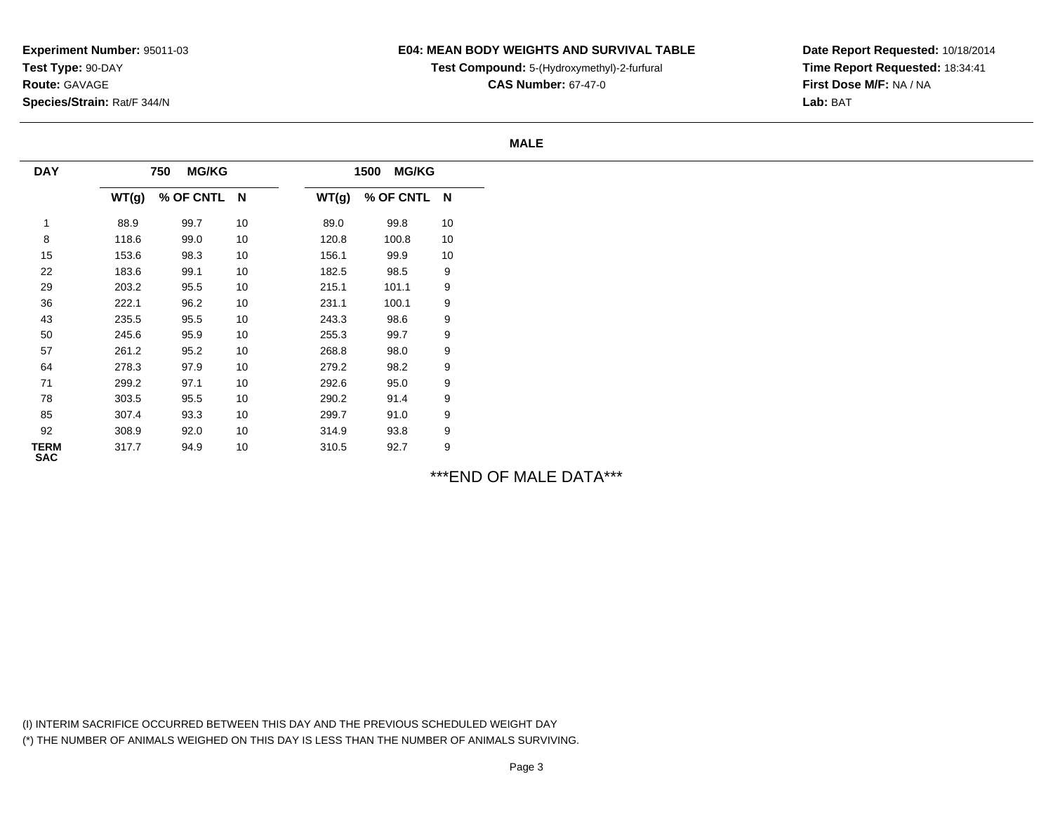**Experiment Number:** 95011-03
**Test Type:** 90-DAY
**Route:** GAVAGE
**Species/Strain:** Rat/F 344/N

**E04: MEAN BODY WEIGHTS AND SURVIVAL TABLE**
**Test Compound:** 5-(Hydroxymethyl)-2-furfural
**CAS Number:** 67-47-0

**Date Report Requested:** 10/18/2014
**Time Report Requested:** 18:34:41
**First Dose M/F:** NA / NA
**Lab:** BAT

**MALE**

| DAY | 750 MG/KG | | | 1500 MG/KG | | |
|---|---|---|---|---|---|---|
| | WT(g) | % OF CNTL | N | WT(g) | % OF CNTL | N |
| 1 | 88.9 | 99.7 | 10 | 89.0 | 99.8 | 10 |
| 8 | 118.6 | 99.0 | 10 | 120.8 | 100.8 | 10 |
| 15 | 153.6 | 98.3 | 10 | 156.1 | 99.9 | 10 |
| 22 | 183.6 | 99.1 | 10 | 182.5 | 98.5 | 9 |
| 29 | 203.2 | 95.5 | 10 | 215.1 | 101.1 | 9 |
| 36 | 222.1 | 96.2 | 10 | 231.1 | 100.1 | 9 |
| 43 | 235.5 | 95.5 | 10 | 243.3 | 98.6 | 9 |
| 50 | 245.6 | 95.9 | 10 | 255.3 | 99.7 | 9 |
| 57 | 261.2 | 95.2 | 10 | 268.8 | 98.0 | 9 |
| 64 | 278.3 | 97.9 | 10 | 279.2 | 98.2 | 9 |
| 71 | 299.2 | 97.1 | 10 | 292.6 | 95.0 | 9 |
| 78 | 303.5 | 95.5 | 10 | 290.2 | 91.4 | 9 |
| 85 | 307.4 | 93.3 | 10 | 299.7 | 91.0 | 9 |
| 92 | 308.9 | 92.0 | 10 | 314.9 | 93.8 | 9 |
| TERM SAC | 317.7 | 94.9 | 10 | 310.5 | 92.7 | 9 |

***END OF MALE DATA***

(I) INTERIM SACRIFICE OCCURRED BETWEEN THIS DAY AND THE PREVIOUS SCHEDULED WEIGHT DAY
(*) THE NUMBER OF ANIMALS WEIGHED ON THIS DAY IS LESS THAN THE NUMBER OF ANIMALS SURVIVING.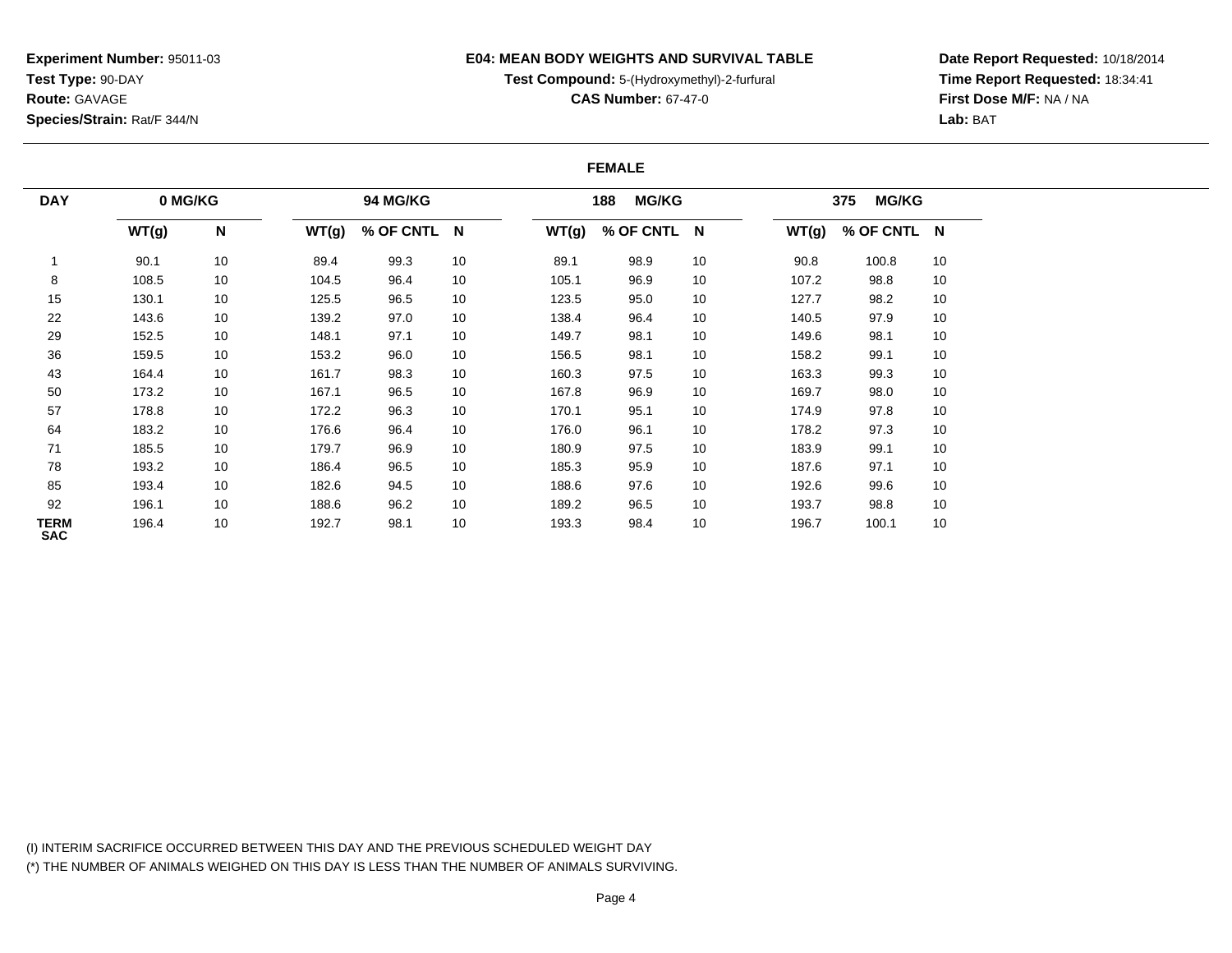**Experiment Number:** 95011-03
**Test Type:** 90-DAY
**Route:** GAVAGE
**Species/Strain:** Rat/F 344/N

**E04: MEAN BODY WEIGHTS AND SURVIVAL TABLE**
**Test Compound:** 5-(Hydroxymethyl)-2-furfural
**CAS Number:** 67-47-0

**Date Report Requested:** 10/18/2014
**Time Report Requested:** 18:34:41
**First Dose M/F:** NA / NA
**Lab:** BAT

**FEMALE**

| DAY | 0 MG/KG | | 94 MG/KG | | | 188 MG/KG | | | 375 MG/KG | | |
|---|---|---|---|---|---|---|---|---|---|---|---|
| | WT(g) | N | WT(g) | % OF CNTL | N | WT(g) | % OF CNTL | N | WT(g) | % OF CNTL | N |
| 1 | 90.1 | 10 | 89.4 | 99.3 | 10 | 89.1 | 98.9 | 10 | 90.8 | 100.8 | 10 |
| 8 | 108.5 | 10 | 104.5 | 96.4 | 10 | 105.1 | 96.9 | 10 | 107.2 | 98.8 | 10 |
| 15 | 130.1 | 10 | 125.5 | 96.5 | 10 | 123.5 | 95.0 | 10 | 127.7 | 98.2 | 10 |
| 22 | 143.6 | 10 | 139.2 | 97.0 | 10 | 138.4 | 96.4 | 10 | 140.5 | 97.9 | 10 |
| 29 | 152.5 | 10 | 148.1 | 97.1 | 10 | 149.7 | 98.1 | 10 | 149.6 | 98.1 | 10 |
| 36 | 159.5 | 10 | 153.2 | 96.0 | 10 | 156.5 | 98.1 | 10 | 158.2 | 99.1 | 10 |
| 43 | 164.4 | 10 | 161.7 | 98.3 | 10 | 160.3 | 97.5 | 10 | 163.3 | 99.3 | 10 |
| 50 | 173.2 | 10 | 167.1 | 96.5 | 10 | 167.8 | 96.9 | 10 | 169.7 | 98.0 | 10 |
| 57 | 178.8 | 10 | 172.2 | 96.3 | 10 | 170.1 | 95.1 | 10 | 174.9 | 97.8 | 10 |
| 64 | 183.2 | 10 | 176.6 | 96.4 | 10 | 176.0 | 96.1 | 10 | 178.2 | 97.3 | 10 |
| 71 | 185.5 | 10 | 179.7 | 96.9 | 10 | 180.9 | 97.5 | 10 | 183.9 | 99.1 | 10 |
| 78 | 193.2 | 10 | 186.4 | 96.5 | 10 | 185.3 | 95.9 | 10 | 187.6 | 97.1 | 10 |
| 85 | 193.4 | 10 | 182.6 | 94.5 | 10 | 188.6 | 97.6 | 10 | 192.6 | 99.6 | 10 |
| 92 | 196.1 | 10 | 188.6 | 96.2 | 10 | 189.2 | 96.5 | 10 | 193.7 | 98.8 | 10 |
| TERM SAC | 196.4 | 10 | 192.7 | 98.1 | 10 | 193.3 | 98.4 | 10 | 196.7 | 100.1 | 10 |

(I) INTERIM SACRIFICE OCCURRED BETWEEN THIS DAY AND THE PREVIOUS SCHEDULED WEIGHT DAY
(*) THE NUMBER OF ANIMALS WEIGHED ON THIS DAY IS LESS THAN THE NUMBER OF ANIMALS SURVIVING.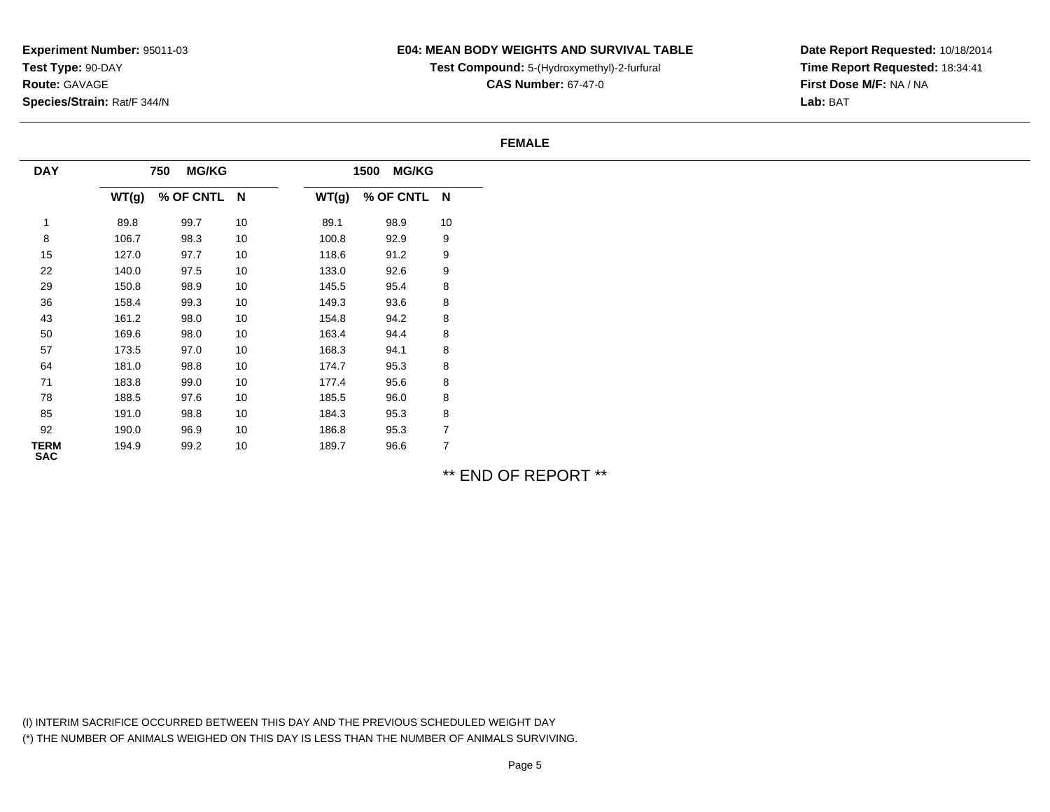**Experiment Number:** 95011-03
**Test Type:** 90-DAY
**Route:** GAVAGE
**Species/Strain:** Rat/F 344/N

**E04: MEAN BODY WEIGHTS AND SURVIVAL TABLE**
**Test Compound:** 5-(Hydroxymethyl)-2-furfural
**CAS Number:** 67-47-0

**Date Report Requested:** 10/18/2014
**Time Report Requested:** 18:34:41
**First Dose M/F:** NA / NA
**Lab:** BAT

**FEMALE**

| DAY | 750 MG/KG | | | 1500 MG/KG | | |
|---|---|---|---|---|---|---|
| | WT(g) | % OF CNTL | N | WT(g) | % OF CNTL | N |
| 1 | 89.8 | 99.7 | 10 | 89.1 | 98.9 | 10 |
| 8 | 106.7 | 98.3 | 10 | 100.8 | 92.9 | 9 |
| 15 | 127.0 | 97.7 | 10 | 118.6 | 91.2 | 9 |
| 22 | 140.0 | 97.5 | 10 | 133.0 | 92.6 | 9 |
| 29 | 150.8 | 98.9 | 10 | 145.5 | 95.4 | 8 |
| 36 | 158.4 | 99.3 | 10 | 149.3 | 93.6 | 8 |
| 43 | 161.2 | 98.0 | 10 | 154.8 | 94.2 | 8 |
| 50 | 169.6 | 98.0 | 10 | 163.4 | 94.4 | 8 |
| 57 | 173.5 | 97.0 | 10 | 168.3 | 94.1 | 8 |
| 64 | 181.0 | 98.8 | 10 | 174.7 | 95.3 | 8 |
| 71 | 183.8 | 99.0 | 10 | 177.4 | 95.6 | 8 |
| 78 | 188.5 | 97.6 | 10 | 185.5 | 96.0 | 8 |
| 85 | 191.0 | 98.8 | 10 | 184.3 | 95.3 | 8 |
| 92 | 190.0 | 96.9 | 10 | 186.8 | 95.3 | 7 |
| TERM SAC | 194.9 | 99.2 | 10 | 189.7 | 96.6 | 7 |

** END OF REPORT **

(I) INTERIM SACRIFICE OCCURRED BETWEEN THIS DAY AND THE PREVIOUS SCHEDULED WEIGHT DAY
(*) THE NUMBER OF ANIMALS WEIGHED ON THIS DAY IS LESS THAN THE NUMBER OF ANIMALS SURVIVING.